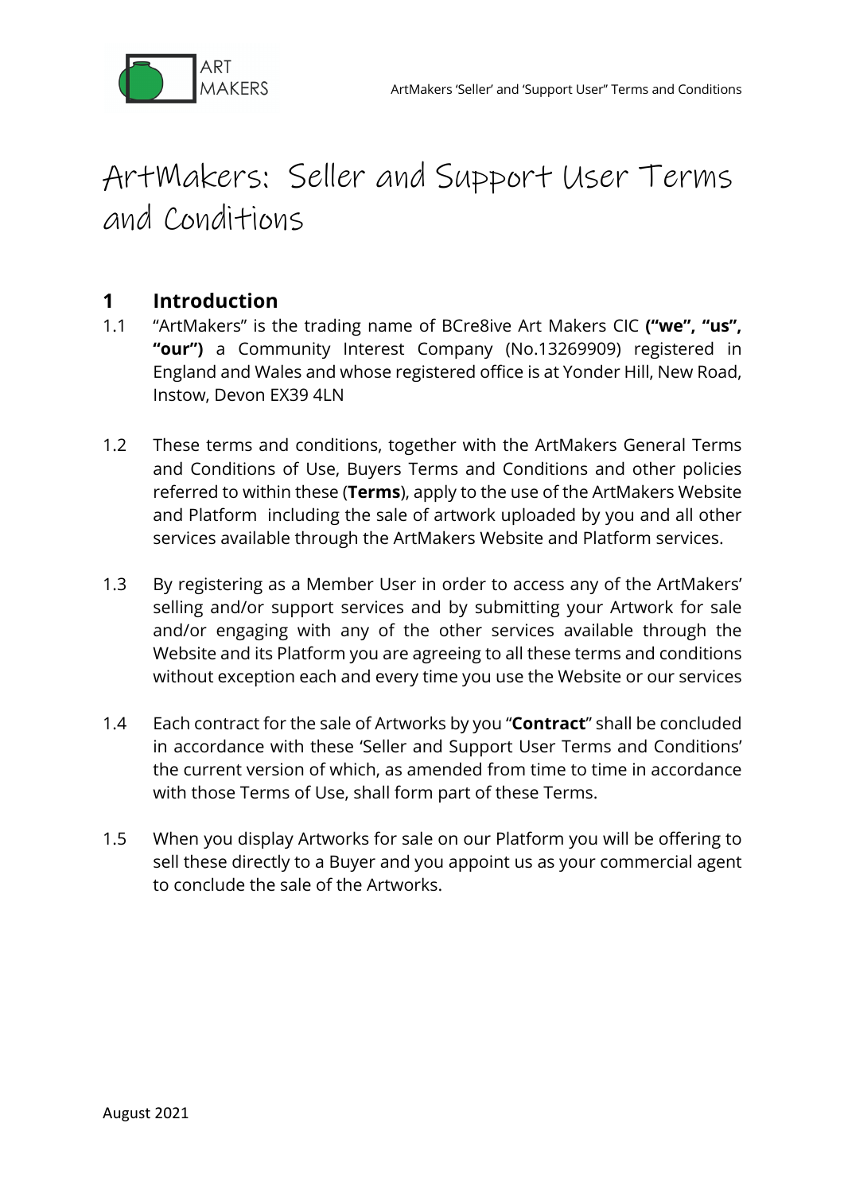# ArtMakers: Seller and Support User Terms and Conditions

## 1 Introduction

1.1 "ArtMakers" is the trading name of BCre8ive Art Makers CIC **("we", "us", "our")** a Community Interest Company (No.13269909) registered in England and Wales and whose registered office is at Yonder Hill, New Road, Instow, Devon EX39 4LN

1.2 These terms and conditions, together with the ArtMakers General Terms and Conditions of Use, Buyers Terms and Conditions and other policies referred to within these (**Terms**), apply to the use of the ArtMakers Website and Platform including the sale of artwork uploaded by you and all other services available through the ArtMakers Website and Platform services.

1.3 By registering as a Member User in order to access any of the ArtMakers' selling and/or support services and by submitting your Artwork for sale and/or engaging with any of the other services available through the Website and its Platform you are agreeing to all these terms and conditions without exception each and every time you use the Website or our services

1.4 Each contract for the sale of Artworks by you "**Contract**" shall be concluded in accordance with these 'Seller and Support User Terms and Conditions' the current version of which, as amended from time to time in accordance with those Terms of Use, shall form part of these Terms.

1.5 When you display Artworks for sale on our Platform you will be offering to sell these directly to a Buyer and you appoint us as your commercial agent to conclude the sale of the Artworks.

August 2021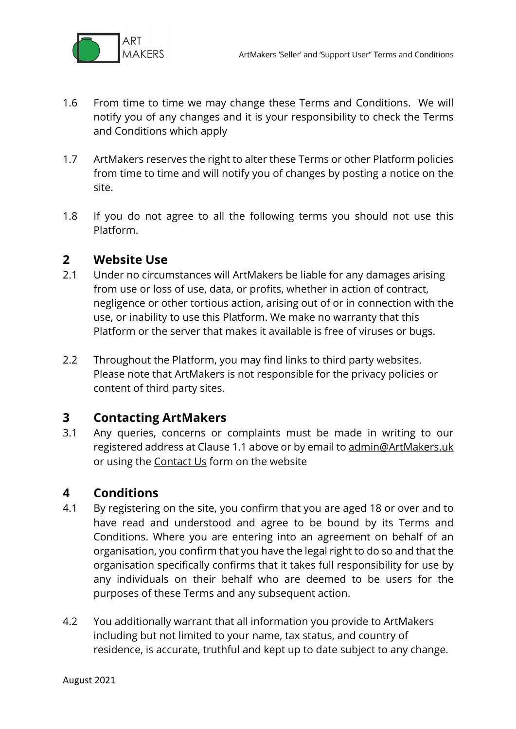1.6 From time to time we may change these Terms and Conditions. We will notify you of any changes and it is your responsibility to check the Terms and Conditions which apply

1.7 ArtMakers reserves the right to alter these Terms or other Platform policies from time to time and will notify you of changes by posting a notice on the site.

1.8 If you do not agree to all the following terms you should not use this Platform.

## 2 Website Use

2.1 Under no circumstances will ArtMakers be liable for any damages arising from use or loss of use, data, or profits, whether in action of contract, negligence or other tortious action, arising out of or in connection with the use, or inability to use this Platform. We make no warranty that this Platform or the server that makes it available is free of viruses or bugs.

2.2 Throughout the Platform, you may find links to third party websites. Please note that ArtMakers is not responsible for the privacy policies or content of third party sites.

## 3 Contacting ArtMakers

3.1 Any queries, concerns or complaints must be made in writing to our registered address at Clause 1.1 above or by email to admin@ArtMakers.uk or using the Contact Us form on the website

## 4 Conditions

4.1 By registering on the site, you confirm that you are aged 18 or over and to have read and understood and agree to be bound by its Terms and Conditions. Where you are entering into an agreement on behalf of an organisation, you confirm that you have the legal right to do so and that the organisation specifically confirms that it takes full responsibility for use by any individuals on their behalf who are deemed to be users for the purposes of these Terms and any subsequent action.

4.2 You additionally warrant that all information you provide to ArtMakers including but not limited to your name, tax status, and country of residence, is accurate, truthful and kept up to date subject to any change.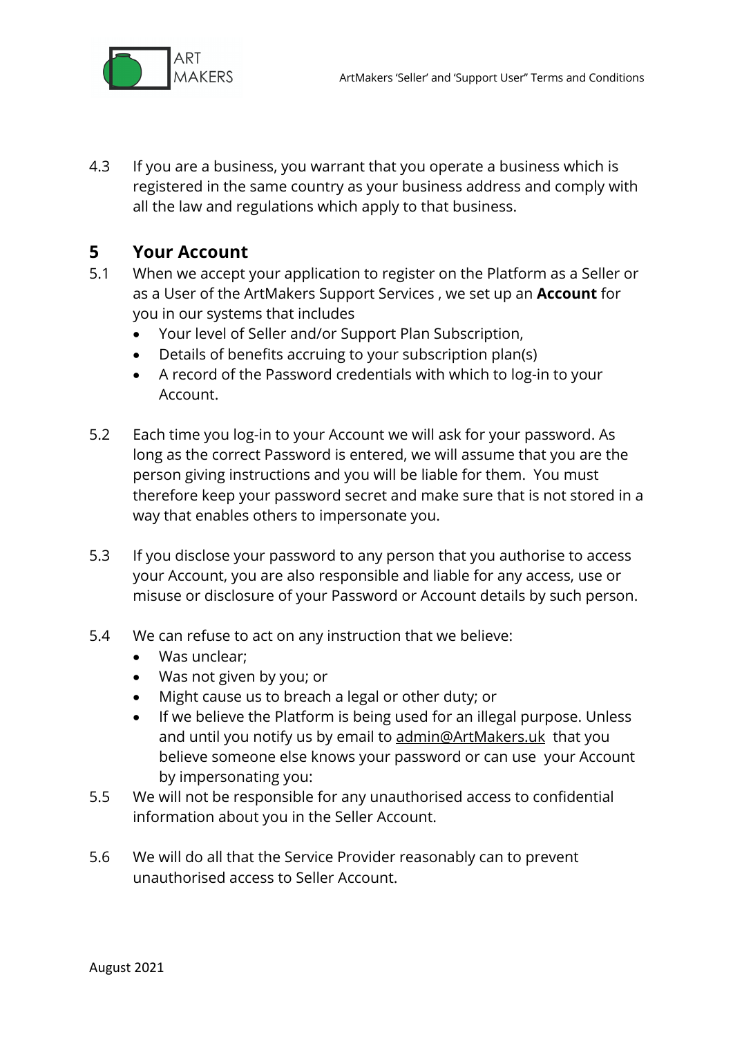4.3 If you are a business, you warrant that you operate a business which is registered in the same country as your business address and comply with all the law and regulations which apply to that business.

## 5 Your Account

5.1 When we accept your application to register on the Platform as a Seller or as a User of the ArtMakers Support Services , we set up an **Account** for you in our systems that includes

- Your level of Seller and/or Support Plan Subscription,
- Details of benefits accruing to your subscription plan(s)
- A record of the Password credentials with which to log-in to your Account.

5.2 Each time you log-in to your Account we will ask for your password. As long as the correct Password is entered, we will assume that you are the person giving instructions and you will be liable for them. You must therefore keep your password secret and make sure that is not stored in a way that enables others to impersonate you.

5.3 If you disclose your password to any person that you authorise to access your Account, you are also responsible and liable for any access, use or misuse or disclosure of your Password or Account details by such person.

5.4 We can refuse to act on any instruction that we believe:

- Was unclear;
- Was not given by you; or
- Might cause us to breach a legal or other duty; or
- If we believe the Platform is being used for an illegal purpose. Unless and until you notify us by email to admin@ArtMakers.uk that you believe someone else knows your password or can use your Account by impersonating you:

5.5 We will not be responsible for any unauthorised access to confidential information about you in the Seller Account.

5.6 We will do all that the Service Provider reasonably can to prevent unauthorised access to Seller Account.

August 2021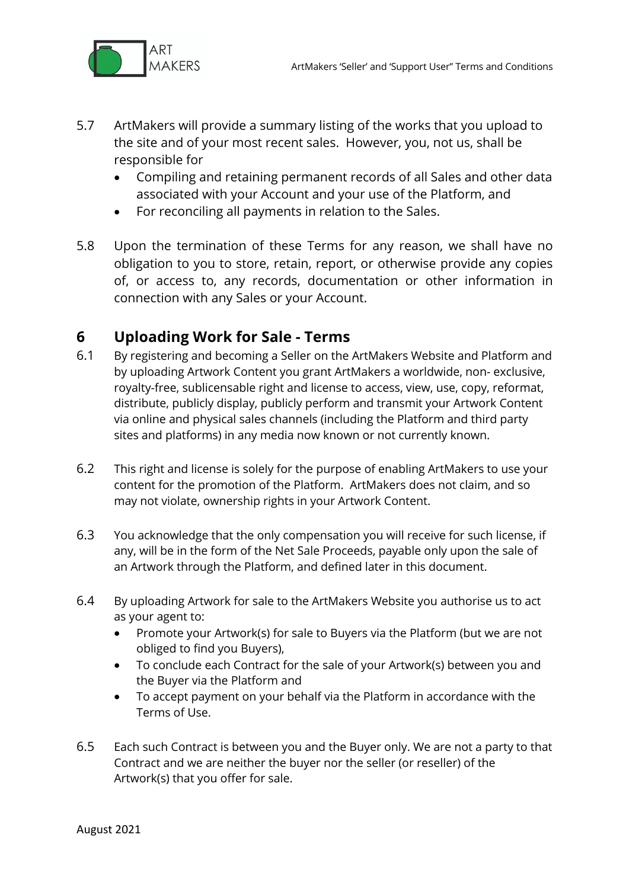5.7 ArtMakers will provide a summary listing of the works that you upload to the site and of your most recent sales. However, you, not us, shall be responsible for

- Compiling and retaining permanent records of all Sales and other data associated with your Account and your use of the Platform, and
- For reconciling all payments in relation to the Sales.

5.8 Upon the termination of these Terms for any reason, we shall have no obligation to you to store, retain, report, or otherwise provide any copies of, or access to, any records, documentation or other information in connection with any Sales or your Account.

## 6 Uploading Work for Sale - Terms

6.1 By registering and becoming a Seller on the ArtMakers Website and Platform and by uploading Artwork Content you grant ArtMakers a worldwide, non- exclusive, royalty-free, sublicensable right and license to access, view, use, copy, reformat, distribute, publicly display, publicly perform and transmit your Artwork Content via online and physical sales channels (including the Platform and third party sites and platforms) in any media now known or not currently known.

6.2 This right and license is solely for the purpose of enabling ArtMakers to use your content for the promotion of the Platform. ArtMakers does not claim, and so may not violate, ownership rights in your Artwork Content.

6.3 You acknowledge that the only compensation you will receive for such license, if any, will be in the form of the Net Sale Proceeds, payable only upon the sale of an Artwork through the Platform, and defined later in this document.

6.4 By uploading Artwork for sale to the ArtMakers Website you authorise us to act as your agent to:

- Promote your Artwork(s) for sale to Buyers via the Platform (but we are not obliged to find you Buyers),
- To conclude each Contract for the sale of your Artwork(s) between you and the Buyer via the Platform and
- To accept payment on your behalf via the Platform in accordance with the Terms of Use.

6.5 Each such Contract is between you and the Buyer only. We are not a party to that Contract and we are neither the buyer nor the seller (or reseller) of the Artwork(s) that you offer for sale.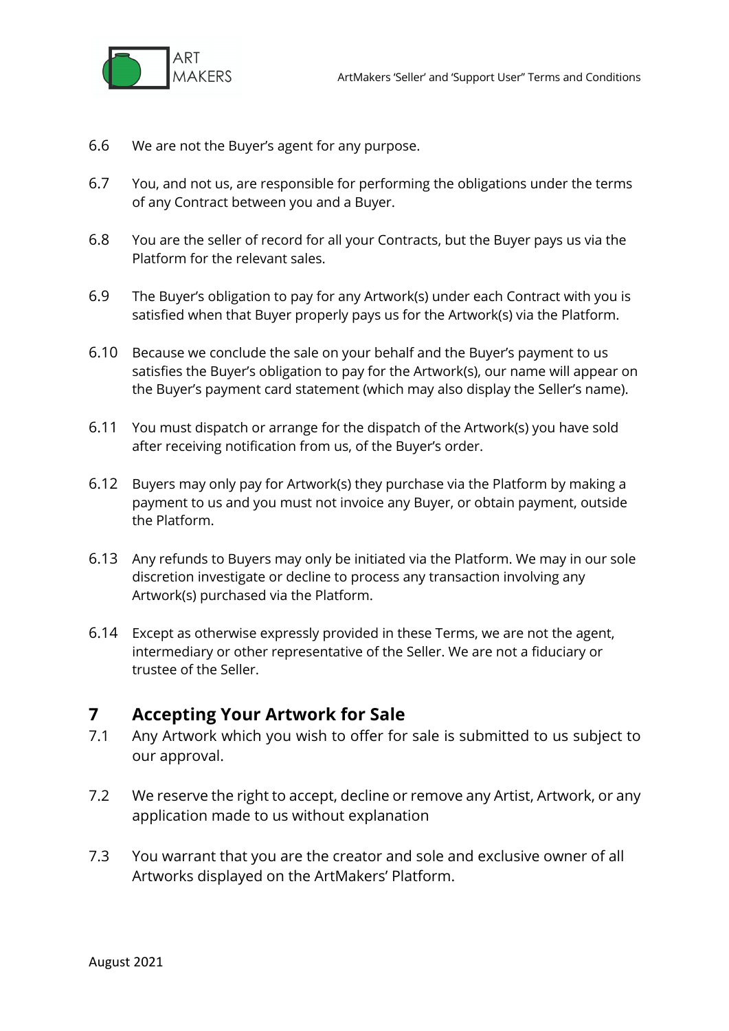6.6 We are not the Buyer's agent for any purpose.

6.7 You, and not us, are responsible for performing the obligations under the terms of any Contract between you and a Buyer.

6.8 You are the seller of record for all your Contracts, but the Buyer pays us via the Platform for the relevant sales.

6.9 The Buyer's obligation to pay for any Artwork(s) under each Contract with you is satisfied when that Buyer properly pays us for the Artwork(s) via the Platform.

6.10 Because we conclude the sale on your behalf and the Buyer's payment to us satisfies the Buyer's obligation to pay for the Artwork(s), our name will appear on the Buyer's payment card statement (which may also display the Seller's name).

6.11 You must dispatch or arrange for the dispatch of the Artwork(s) you have sold after receiving notification from us, of the Buyer's order.

6.12 Buyers may only pay for Artwork(s) they purchase via the Platform by making a payment to us and you must not invoice any Buyer, or obtain payment, outside the Platform.

6.13 Any refunds to Buyers may only be initiated via the Platform. We may in our sole discretion investigate or decline to process any transaction involving any Artwork(s) purchased via the Platform.

6.14 Except as otherwise expressly provided in these Terms, we are not the agent, intermediary or other representative of the Seller. We are not a fiduciary or trustee of the Seller.

## 7 Accepting Your Artwork for Sale

7.1 Any Artwork which you wish to offer for sale is submitted to us subject to our approval.

7.2 We reserve the right to accept, decline or remove any Artist, Artwork, or any application made to us without explanation

7.3 You warrant that you are the creator and sole and exclusive owner of all Artworks displayed on the ArtMakers' Platform.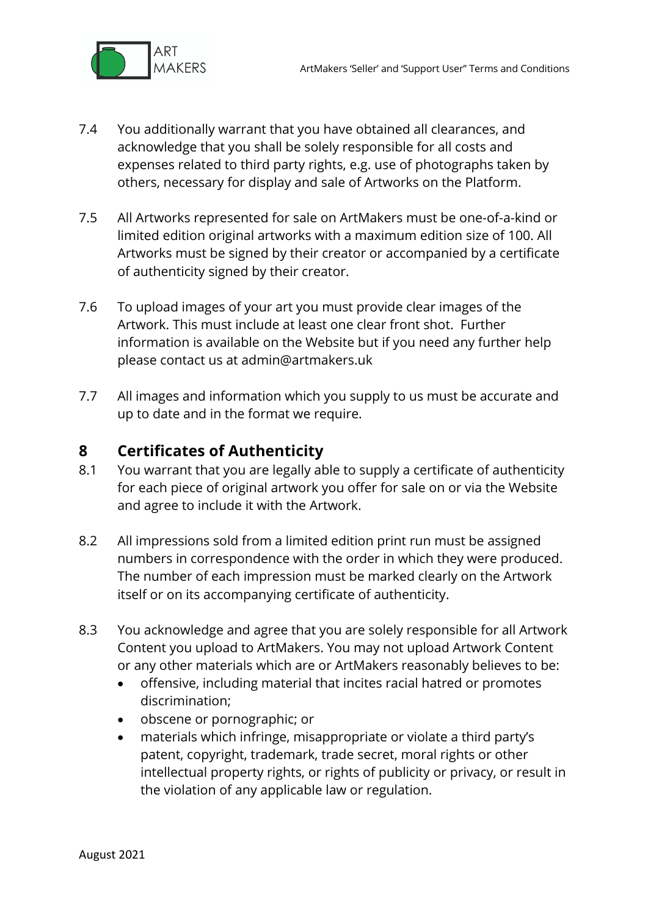7.4 You additionally warrant that you have obtained all clearances, and acknowledge that you shall be solely responsible for all costs and expenses related to third party rights, e.g. use of photographs taken by others, necessary for display and sale of Artworks on the Platform.

7.5 All Artworks represented for sale on ArtMakers must be one-of-a-kind or limited edition original artworks with a maximum edition size of 100. All Artworks must be signed by their creator or accompanied by a certificate of authenticity signed by their creator.

7.6 To upload images of your art you must provide clear images of the Artwork. This must include at least one clear front shot. Further information is available on the Website but if you need any further help please contact us at admin@artmakers.uk

7.7 All images and information which you supply to us must be accurate and up to date and in the format we require.

## 8 Certificates of Authenticity

8.1 You warrant that you are legally able to supply a certificate of authenticity for each piece of original artwork you offer for sale on or via the Website and agree to include it with the Artwork.

8.2 All impressions sold from a limited edition print run must be assigned numbers in correspondence with the order in which they were produced. The number of each impression must be marked clearly on the Artwork itself or on its accompanying certificate of authenticity.

8.3 You acknowledge and agree that you are solely responsible for all Artwork Content you upload to ArtMakers. You may not upload Artwork Content or any other materials which are or ArtMakers reasonably believes to be:

- offensive, including material that incites racial hatred or promotes discrimination;
- obscene or pornographic; or
- materials which infringe, misappropriate or violate a third party's patent, copyright, trademark, trade secret, moral rights or other intellectual property rights, or rights of publicity or privacy, or result in the violation of any applicable law or regulation.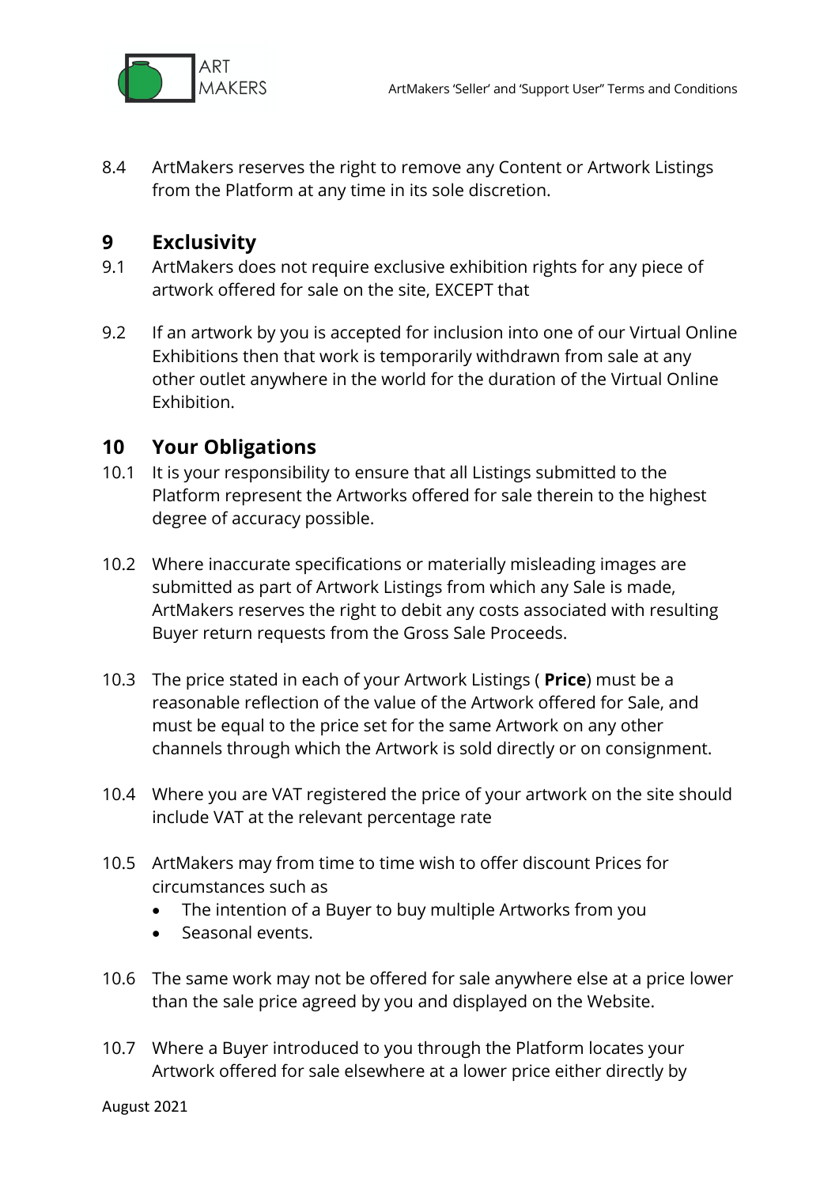8.4 ArtMakers reserves the right to remove any Content or Artwork Listings from the Platform at any time in its sole discretion.

## 9 Exclusivity

9.1 ArtMakers does not require exclusive exhibition rights for any piece of artwork offered for sale on the site, EXCEPT that

9.2 If an artwork by you is accepted for inclusion into one of our Virtual Online Exhibitions then that work is temporarily withdrawn from sale at any other outlet anywhere in the world for the duration of the Virtual Online Exhibition.

## 10 Your Obligations

10.1 It is your responsibility to ensure that all Listings submitted to the Platform represent the Artworks offered for sale therein to the highest degree of accuracy possible.

10.2 Where inaccurate specifications or materially misleading images are submitted as part of Artwork Listings from which any Sale is made, ArtMakers reserves the right to debit any costs associated with resulting Buyer return requests from the Gross Sale Proceeds.

10.3 The price stated in each of your Artwork Listings ( **Price**) must be a reasonable reflection of the value of the Artwork offered for Sale, and must be equal to the price set for the same Artwork on any other channels through which the Artwork is sold directly or on consignment.

10.4 Where you are VAT registered the price of your artwork on the site should include VAT at the relevant percentage rate

10.5 ArtMakers may from time to time wish to offer discount Prices for circumstances such as

- The intention of a Buyer to buy multiple Artworks from you
- Seasonal events.

10.6 The same work may not be offered for sale anywhere else at a price lower than the sale price agreed by you and displayed on the Website.

10.7 Where a Buyer introduced to you through the Platform locates your Artwork offered for sale elsewhere at a lower price either directly by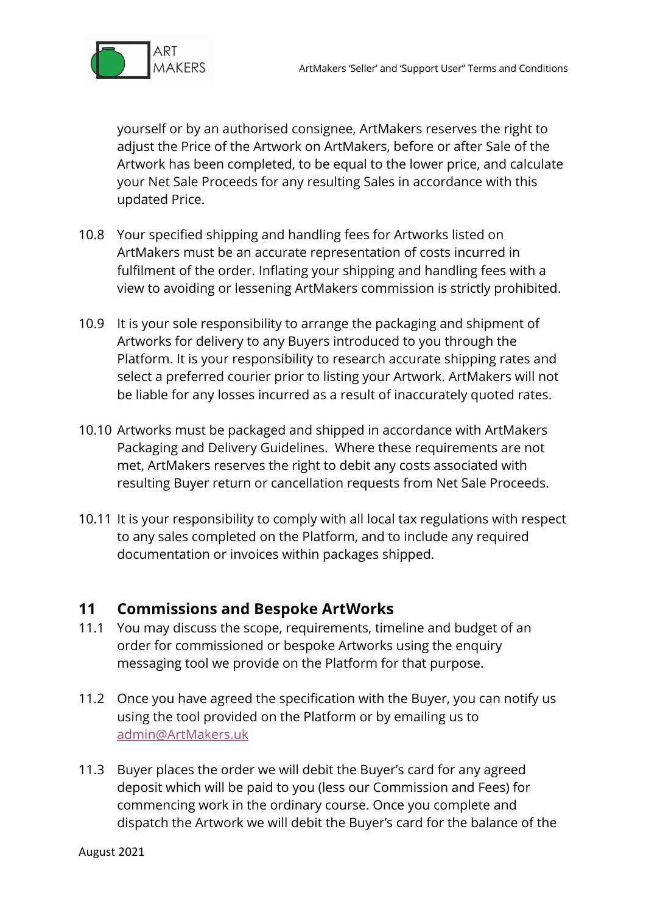yourself or by an authorised consignee, ArtMakers reserves the right to adjust the Price of the Artwork on ArtMakers, before or after Sale of the Artwork has been completed, to be equal to the lower price, and calculate your Net Sale Proceeds for any resulting Sales in accordance with this updated Price.

10.8 Your specified shipping and handling fees for Artworks listed on ArtMakers must be an accurate representation of costs incurred in fulfilment of the order. Inflating your shipping and handling fees with a view to avoiding or lessening ArtMakers commission is strictly prohibited.

10.9 It is your sole responsibility to arrange the packaging and shipment of Artworks for delivery to any Buyers introduced to you through the Platform. It is your responsibility to research accurate shipping rates and select a preferred courier prior to listing your Artwork. ArtMakers will not be liable for any losses incurred as a result of inaccurately quoted rates.

10.10 Artworks must be packaged and shipped in accordance with ArtMakers Packaging and Delivery Guidelines. Where these requirements are not met, ArtMakers reserves the right to debit any costs associated with resulting Buyer return or cancellation requests from Net Sale Proceeds.

10.11 It is your responsibility to comply with all local tax regulations with respect to any sales completed on the Platform, and to include any required documentation or invoices within packages shipped.

## 11 Commissions and Bespoke ArtWorks

11.1 You may discuss the scope, requirements, timeline and budget of an order for commissioned or bespoke Artworks using the enquiry messaging tool we provide on the Platform for that purpose.

11.2 Once you have agreed the specification with the Buyer, you can notify us using the tool provided on the Platform or by emailing us to admin@ArtMakers.uk

11.3 Buyer places the order we will debit the Buyer's card for any agreed deposit which will be paid to you (less our Commission and Fees) for commencing work in the ordinary course. Once you complete and dispatch the Artwork we will debit the Buyer's card for the balance of the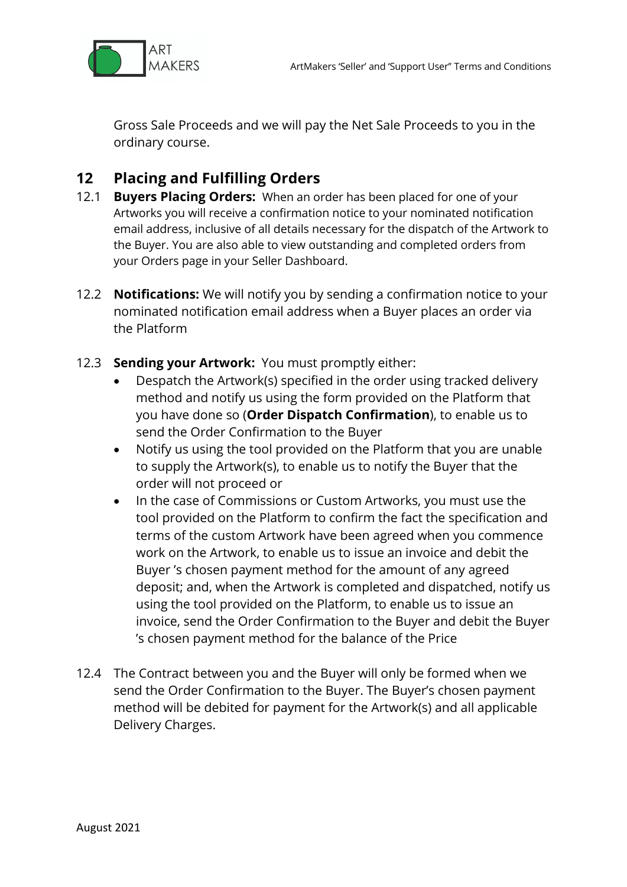Gross Sale Proceeds and we will pay the Net Sale Proceeds to you in the ordinary course.

## 12 Placing and Fulfilling Orders

12.1 **Buyers Placing Orders:** When an order has been placed for one of your Artworks you will receive a confirmation notice to your nominated notification email address, inclusive of all details necessary for the dispatch of the Artwork to the Buyer. You are also able to view outstanding and completed orders from your Orders page in your Seller Dashboard.

12.2 **Notifications:** We will notify you by sending a confirmation notice to your nominated notification email address when a Buyer places an order via the Platform

12.3 **Sending your Artwork:** You must promptly either:

- Despatch the Artwork(s) specified in the order using tracked delivery method and notify us using the form provided on the Platform that you have done so (**Order Dispatch Confirmation**), to enable us to send the Order Confirmation to the Buyer
- Notify us using the tool provided on the Platform that you are unable to supply the Artwork(s), to enable us to notify the Buyer that the order will not proceed or
- In the case of Commissions or Custom Artworks, you must use the tool provided on the Platform to confirm the fact the specification and terms of the custom Artwork have been agreed when you commence work on the Artwork, to enable us to issue an invoice and debit the Buyer 's chosen payment method for the amount of any agreed deposit; and, when the Artwork is completed and dispatched, notify us using the tool provided on the Platform, to enable us to issue an invoice, send the Order Confirmation to the Buyer and debit the Buyer 's chosen payment method for the balance of the Price

12.4 The Contract between you and the Buyer will only be formed when we send the Order Confirmation to the Buyer. The Buyer's chosen payment method will be debited for payment for the Artwork(s) and all applicable Delivery Charges.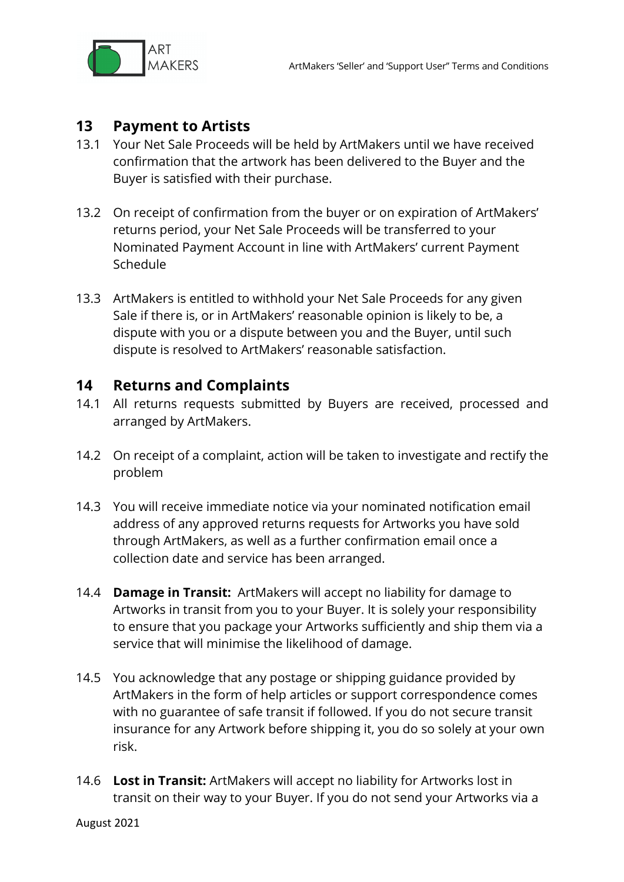## 13 Payment to Artists

13.1 Your Net Sale Proceeds will be held by ArtMakers until we have received confirmation that the artwork has been delivered to the Buyer and the Buyer is satisfied with their purchase.

13.2 On receipt of confirmation from the buyer or on expiration of ArtMakers' returns period, your Net Sale Proceeds will be transferred to your Nominated Payment Account in line with ArtMakers' current Payment Schedule

13.3 ArtMakers is entitled to withhold your Net Sale Proceeds for any given Sale if there is, or in ArtMakers' reasonable opinion is likely to be, a dispute with you or a dispute between you and the Buyer, until such dispute is resolved to ArtMakers' reasonable satisfaction.

## 14 Returns and Complaints

14.1 All returns requests submitted by Buyers are received, processed and arranged by ArtMakers.

14.2 On receipt of a complaint, action will be taken to investigate and rectify the problem

14.3 You will receive immediate notice via your nominated notification email address of any approved returns requests for Artworks you have sold through ArtMakers, as well as a further confirmation email once a collection date and service has been arranged.

14.4 **Damage in Transit:** ArtMakers will accept no liability for damage to Artworks in transit from you to your Buyer. It is solely your responsibility to ensure that you package your Artworks sufficiently and ship them via a service that will minimise the likelihood of damage.

14.5 You acknowledge that any postage or shipping guidance provided by ArtMakers in the form of help articles or support correspondence comes with no guarantee of safe transit if followed. If you do not secure transit insurance for any Artwork before shipping it, you do so solely at your own risk.

14.6 **Lost in Transit:** ArtMakers will accept no liability for Artworks lost in transit on their way to your Buyer. If you do not send your Artworks via a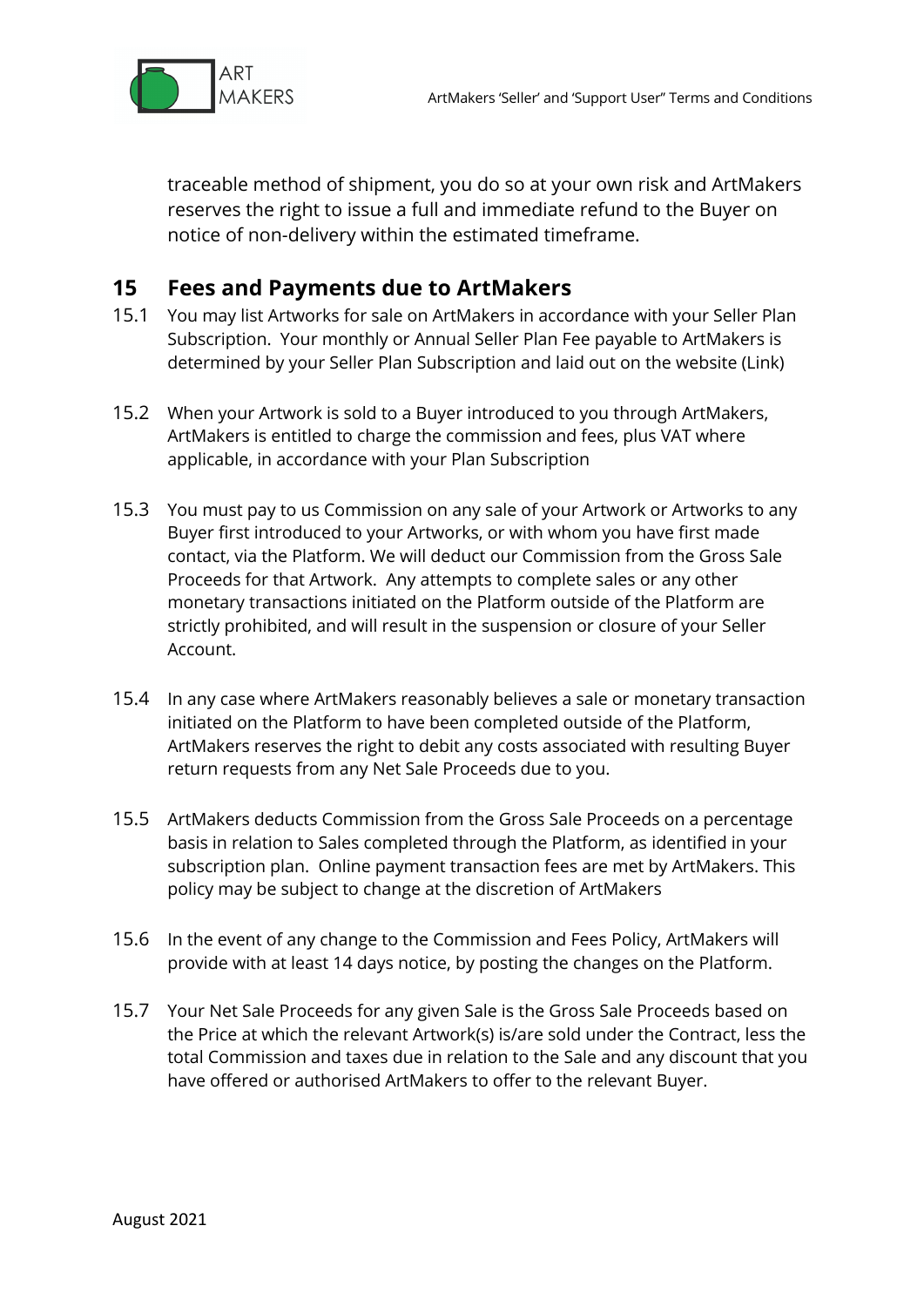traceable method of shipment, you do so at your own risk and ArtMakers reserves the right to issue a full and immediate refund to the Buyer on notice of non-delivery within the estimated timeframe.

## 15 Fees and Payments due to ArtMakers

15.1 You may list Artworks for sale on ArtMakers in accordance with your Seller Plan Subscription. Your monthly or Annual Seller Plan Fee payable to ArtMakers is determined by your Seller Plan Subscription and laid out on the website (Link)

15.2 When your Artwork is sold to a Buyer introduced to you through ArtMakers, ArtMakers is entitled to charge the commission and fees, plus VAT where applicable, in accordance with your Plan Subscription

15.3 You must pay to us Commission on any sale of your Artwork or Artworks to any Buyer first introduced to your Artworks, or with whom you have first made contact, via the Platform. We will deduct our Commission from the Gross Sale Proceeds for that Artwork. Any attempts to complete sales or any other monetary transactions initiated on the Platform outside of the Platform are strictly prohibited, and will result in the suspension or closure of your Seller Account.

15.4 In any case where ArtMakers reasonably believes a sale or monetary transaction initiated on the Platform to have been completed outside of the Platform, ArtMakers reserves the right to debit any costs associated with resulting Buyer return requests from any Net Sale Proceeds due to you.

15.5 ArtMakers deducts Commission from the Gross Sale Proceeds on a percentage basis in relation to Sales completed through the Platform, as identified in your subscription plan. Online payment transaction fees are met by ArtMakers. This policy may be subject to change at the discretion of ArtMakers

15.6 In the event of any change to the Commission and Fees Policy, ArtMakers will provide with at least 14 days notice, by posting the changes on the Platform.

15.7 Your Net Sale Proceeds for any given Sale is the Gross Sale Proceeds based on the Price at which the relevant Artwork(s) is/are sold under the Contract, less the total Commission and taxes due in relation to the Sale and any discount that you have offered or authorised ArtMakers to offer to the relevant Buyer.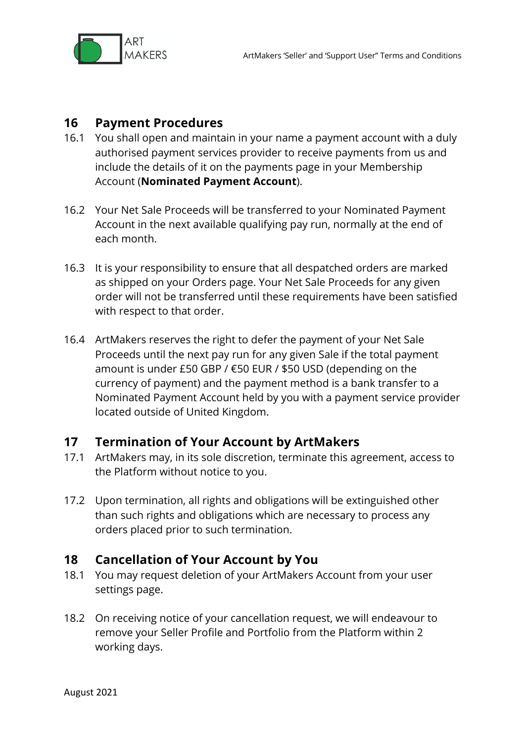## 16 Payment Procedures

16.1 You shall open and maintain in your name a payment account with a duly authorised payment services provider to receive payments from us and include the details of it on the payments page in your Membership Account (**Nominated Payment Account**).

16.2 Your Net Sale Proceeds will be transferred to your Nominated Payment Account in the next available qualifying pay run, normally at the end of each month.

16.3 It is your responsibility to ensure that all despatched orders are marked as shipped on your Orders page. Your Net Sale Proceeds for any given order will not be transferred until these requirements have been satisfied with respect to that order.

16.4 ArtMakers reserves the right to defer the payment of your Net Sale Proceeds until the next pay run for any given Sale if the total payment amount is under £50 GBP / €50 EUR / $50 USD (depending on the currency of payment) and the payment method is a bank transfer to a Nominated Payment Account held by you with a payment service provider located outside of United Kingdom.

## 17 Termination of Your Account by ArtMakers

17.1 ArtMakers may, in its sole discretion, terminate this agreement, access to the Platform without notice to you.

17.2 Upon termination, all rights and obligations will be extinguished other than such rights and obligations which are necessary to process any orders placed prior to such termination.

## 18 Cancellation of Your Account by You

18.1 You may request deletion of your ArtMakers Account from your user settings page.

18.2 On receiving notice of your cancellation request, we will endeavour to remove your Seller Profile and Portfolio from the Platform within 2 working days.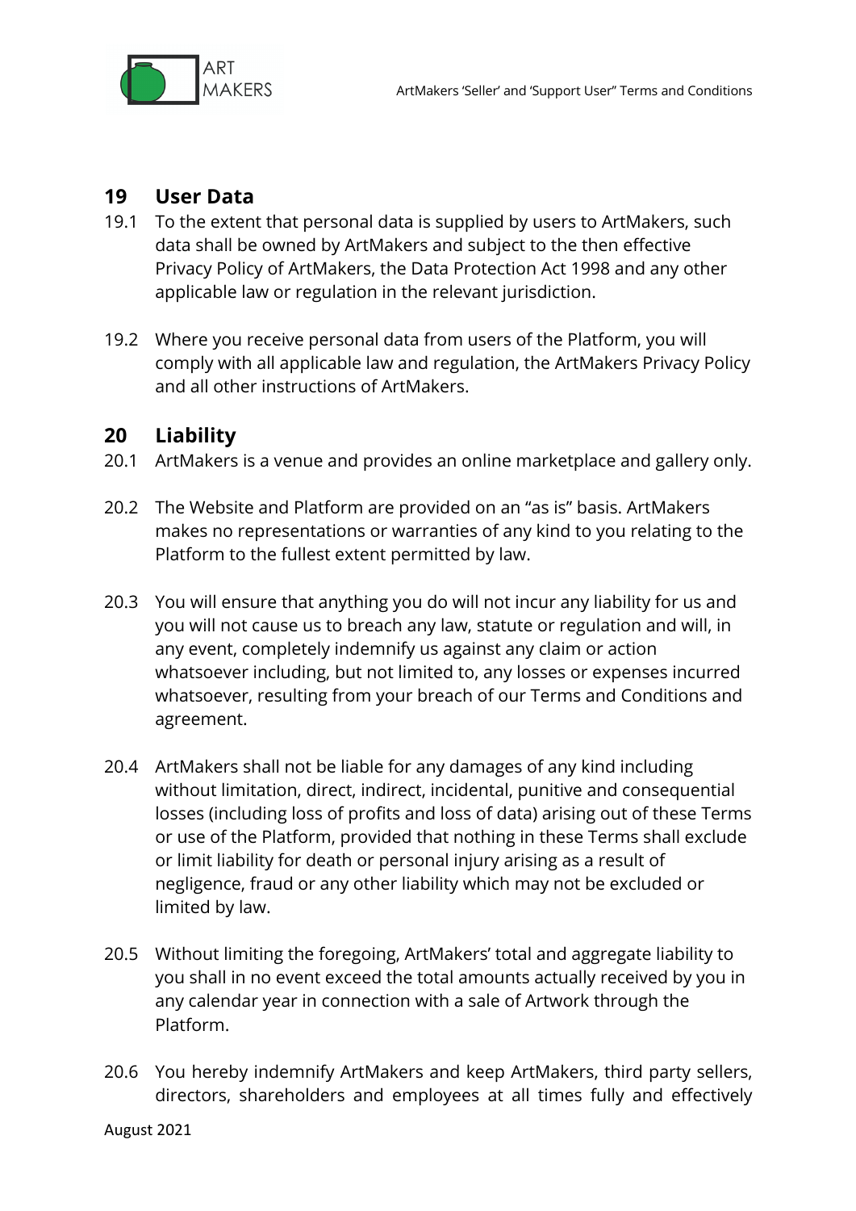## 19 User Data

19.1 To the extent that personal data is supplied by users to ArtMakers, such data shall be owned by ArtMakers and subject to the then effective Privacy Policy of ArtMakers, the Data Protection Act 1998 and any other applicable law or regulation in the relevant jurisdiction.

19.2 Where you receive personal data from users of the Platform, you will comply with all applicable law and regulation, the ArtMakers Privacy Policy and all other instructions of ArtMakers.

## 20 Liability

20.1 ArtMakers is a venue and provides an online marketplace and gallery only.

20.2 The Website and Platform are provided on an "as is" basis. ArtMakers makes no representations or warranties of any kind to you relating to the Platform to the fullest extent permitted by law.

20.3 You will ensure that anything you do will not incur any liability for us and you will not cause us to breach any law, statute or regulation and will, in any event, completely indemnify us against any claim or action whatsoever including, but not limited to, any losses or expenses incurred whatsoever, resulting from your breach of our Terms and Conditions and agreement.

20.4 ArtMakers shall not be liable for any damages of any kind including without limitation, direct, indirect, incidental, punitive and consequential losses (including loss of profits and loss of data) arising out of these Terms or use of the Platform, provided that nothing in these Terms shall exclude or limit liability for death or personal injury arising as a result of negligence, fraud or any other liability which may not be excluded or limited by law.

20.5 Without limiting the foregoing, ArtMakers' total and aggregate liability to you shall in no event exceed the total amounts actually received by you in any calendar year in connection with a sale of Artwork through the Platform.

20.6 You hereby indemnify ArtMakers and keep ArtMakers, third party sellers, directors, shareholders and employees at all times fully and effectively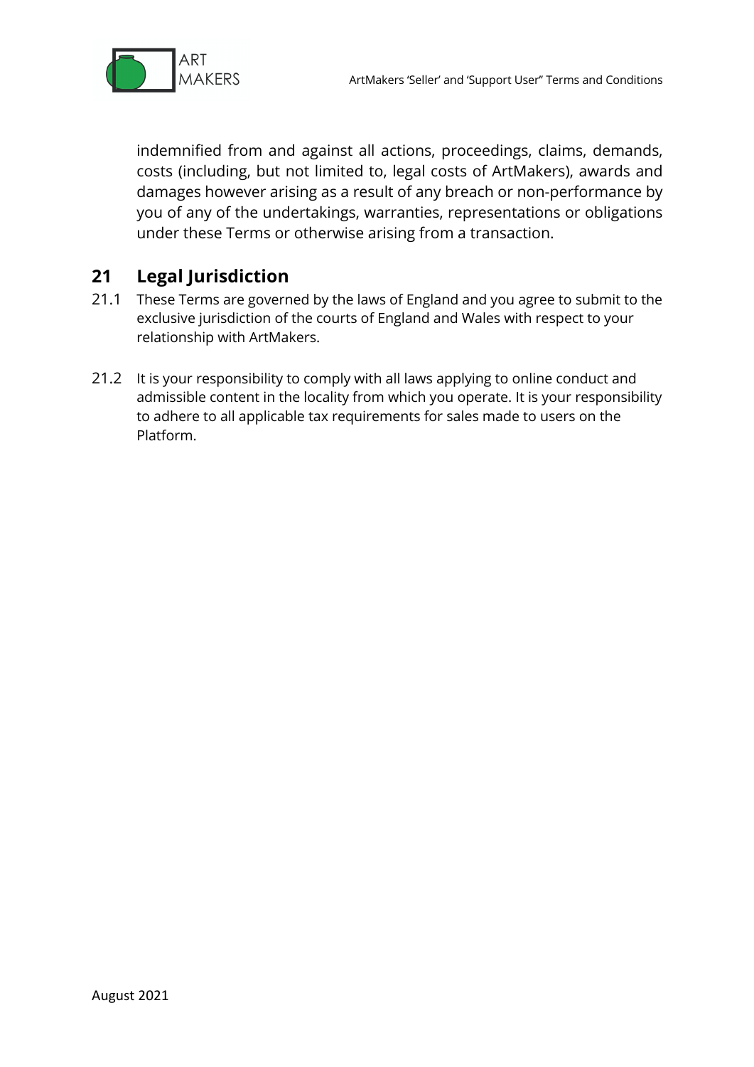indemnified from and against all actions, proceedings, claims, demands, costs (including, but not limited to, legal costs of ArtMakers), awards and damages however arising as a result of any breach or non-performance by you of any of the undertakings, warranties, representations or obligations under these Terms or otherwise arising from a transaction.

## 21 Legal Jurisdiction

21.1 These Terms are governed by the laws of England and you agree to submit to the exclusive jurisdiction of the courts of England and Wales with respect to your relationship with ArtMakers.

21.2 It is your responsibility to comply with all laws applying to online conduct and admissible content in the locality from which you operate. It is your responsibility to adhere to all applicable tax requirements for sales made to users on the Platform.